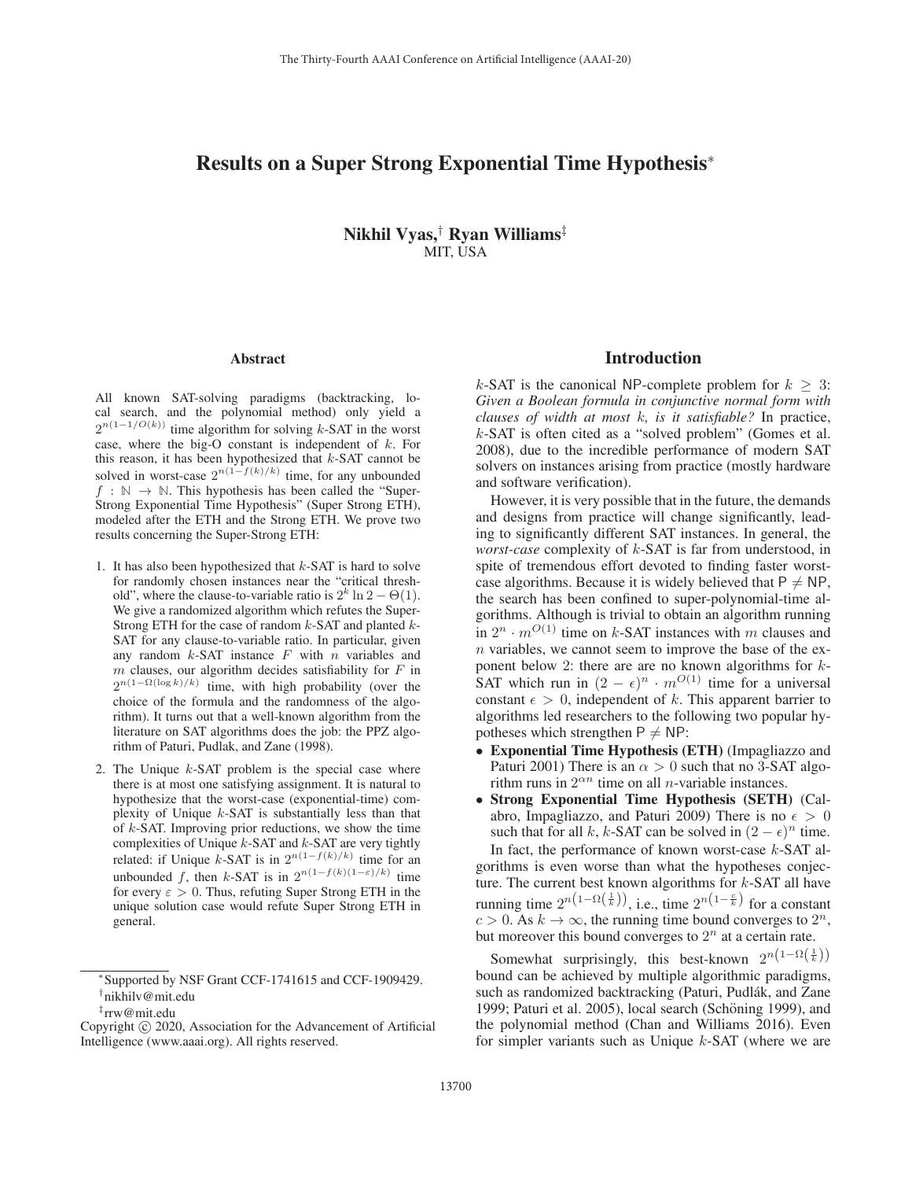# Results on a Super Strong Exponential Time Hypothesis*

**Nikhil Vyas,† Ryan Williams‡**
MIT, USA

## Abstract

All known SAT-solving paradigms (backtracking, local search, and the polynomial method) only yield a $2^{n(1-1/O(k))}$ time algorithm for solving $k$-SAT in the worst case, where the big-O constant is independent of $k$. For this reason, it has been hypothesized that $k$-SAT cannot be solved in worst-case $2^{n(1-f(k)/k)}$ time, for any unbounded $f : \mathbb{N} \to \mathbb{N}$. This hypothesis has been called the "Super-Strong Exponential Time Hypothesis" (Super Strong ETH), modeled after the ETH and the Strong ETH. We prove two results concerning the Super-Strong ETH:

1. It has also been hypothesized that $k$-SAT is hard to solve for randomly chosen instances near the "critical threshold", where the clause-to-variable ratio is $2^k \ln 2 - \Theta(1)$. We give a randomized algorithm which refutes the Super-Strong ETH for the case of random $k$-SAT and planted $k$-SAT for any clause-to-variable ratio. In particular, given any random $k$-SAT instance $F$ with $n$ variables and $m$ clauses, our algorithm decides satisfiability for $F$ in $2^{n(1-\Omega(\log k)/k)}$ time, with high probability (over the choice of the formula and the randomness of the algorithm). It turns out that a well-known algorithm from the literature on SAT algorithms does the job: the PPZ algorithm of Paturi, Pudlak, and Zane (1998).
2. The Unique $k$-SAT problem is the special case where there is at most one satisfying assignment. It is natural to hypothesize that the worst-case (exponential-time) complexity of Unique $k$-SAT is substantially less than that of $k$-SAT. Improving prior reductions, we show the time complexities of Unique $k$-SAT and $k$-SAT are very tightly related: if Unique $k$-SAT is in $2^{n(1-f(k)/k)}$ time for an unbounded $f$, then $k$-SAT is in $2^{n(1-f(k)(1-\varepsilon)/k)}$ time for every $\varepsilon > 0$. Thus, refuting Super Strong ETH in the unique solution case would refute Super Strong ETH in general.

## Introduction

$k$-SAT is the canonical NP-complete problem for $k \geq 3$: *Given a Boolean formula in conjunctive normal form with clauses of width at most $k$, is it satisfiable?* In practice, $k$-SAT is often cited as a "solved problem" (Gomes et al. 2008), due to the incredible performance of modern SAT solvers on instances arising from practice (mostly hardware and software verification).

However, it is very possible that in the future, the demands and designs from practice will change significantly, leading to significantly different SAT instances. In general, the *worst-case* complexity of $k$-SAT is far from understood, in spite of tremendous effort devoted to finding faster worst-case algorithms. Because it is widely believed that $\mathsf{P} \neq \mathsf{NP}$, the search has been confined to super-polynomial-time algorithms. Although is trivial to obtain an algorithm running in $2^n \cdot m^{O(1)}$ time on $k$-SAT instances with $m$ clauses and $n$ variables, we cannot seem to improve the base of the exponent below 2: there are are no known algorithms for $k$-SAT which run in $(2-\epsilon)^n \cdot m^{O(1)}$ time for a universal constant $\epsilon > 0$, independent of $k$. This apparent barrier to algorithms led researchers to the following two popular hypotheses which strengthen $\mathsf{P} \neq \mathsf{NP}$:

- **Exponential Time Hypothesis (ETH)** (Impagliazzo and Paturi 2001) There is an $\alpha > 0$ such that no 3-SAT algorithm runs in $2^{\alpha n}$ time on all $n$-variable instances.
- **Strong Exponential Time Hypothesis (SETH)** (Calabro, Impagliazzo, and Paturi 2009) There is no $\epsilon > 0$ such that for all $k$, $k$-SAT can be solved in $(2-\epsilon)^n$ time.

In fact, the performance of known worst-case $k$-SAT algorithms is even worse than what the hypotheses conjecture. The current best known algorithms for $k$-SAT all have running time $2^{n\left(1-\Omega\left(\frac{1}{k}\right)\right)}$, i.e., time $2^{n\left(1-\frac{c}{k}\right)}$ for a constant $c > 0$. As $k \to \infty$, the running time bound converges to $2^n$, but moreover this bound converges to $2^n$ at a certain rate.

Somewhat surprisingly, this best-known $2^{n\left(1-\Omega\left(\frac{1}{k}\right)\right)}$ bound can be achieved by multiple algorithmic paradigms, such as randomized backtracking (Paturi, Pudlák, and Zane 1999; Paturi et al. 2005), local search (Schöning 1999), and the polynomial method (Chan and Williams 2016). Even for simpler variants such as Unique $k$-SAT (where we are

---

*Supported by NSF Grant CCF-1741615 and CCF-1909429.
†nikhilv@mit.edu
‡rrw@mit.edu
Copyright © 2020, Association for the Advancement of Artificial Intelligence (www.aaai.org). All rights reserved.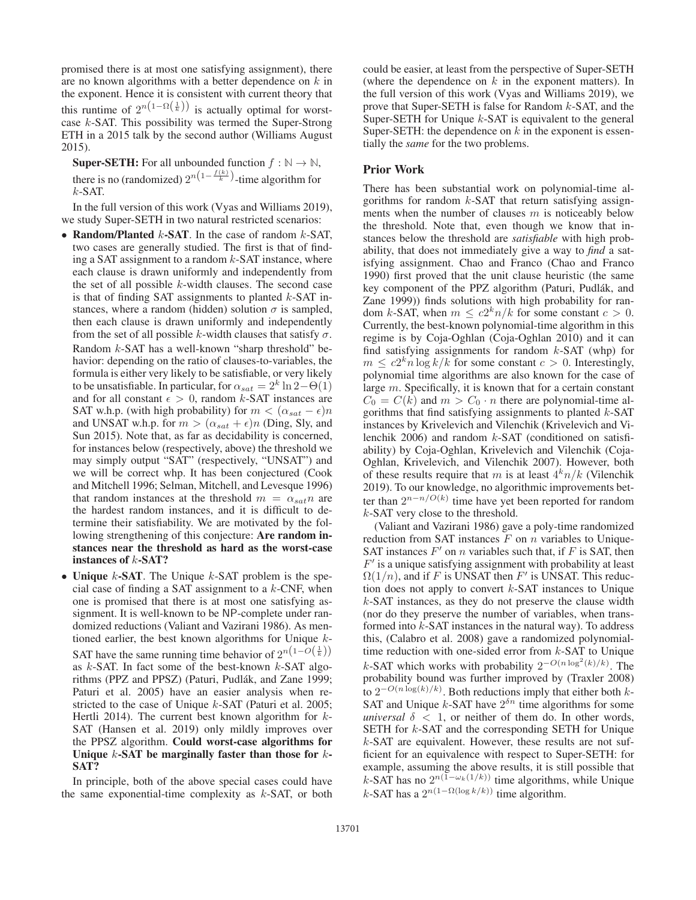promised there is at most one satisfying assignment), there are no known algorithms with a better dependence on $k$ in the exponent. Hence it is consistent with current theory that this runtime of $2^{n\left(1-\Omega\left(\frac{1}{k}\right)\right)}$ is actually optimal for worst-case $k$-SAT. This possibility was termed the Super-Strong ETH in a 2015 talk by the second author (Williams August 2015).

**Super-SETH:** For all unbounded function $f : \mathbb{N} \to \mathbb{N}$, there is no (randomized) $2^{n\left(1-\frac{f(k)}{k}\right)}$-time algorithm for $k$-SAT.

In the full version of this work (Vyas and Williams 2019), we study Super-SETH in two natural restricted scenarios:

- **Random/Planted $k$-SAT**. In the case of random $k$-SAT, two cases are generally studied. The first is that of finding a SAT assignment to a random $k$-SAT instance, where each clause is drawn uniformly and independently from the set of all possible $k$-width clauses. The second case is that of finding SAT assignments to planted $k$-SAT instances, where a random (hidden) solution $\sigma$ is sampled, then each clause is drawn uniformly and independently from the set of all possible $k$-width clauses that satisfy $\sigma$. Random $k$-SAT has a well-known "sharp threshold" behavior: depending on the ratio of clauses-to-variables, the formula is either very likely to be satisfiable, or very likely to be unsatisfiable. In particular, for $\alpha_{sat} = 2^k \ln 2 - \Theta(1)$ and for all constant $\epsilon > 0$, random $k$-SAT instances are SAT w.h.p. (with high probability) for $m < (\alpha_{sat} - \epsilon)n$ and UNSAT w.h.p. for $m > (\alpha_{sat} + \epsilon)n$ (Ding, Sly, and Sun 2015). Note that, as far as decidability is concerned, for instances below (respectively, above) the threshold we may simply output "SAT" (respectively, "UNSAT") and we will be correct whp. It has been conjectured (Cook and Mitchell 1996; Selman, Mitchell, and Levesque 1996) that random instances at the threshold $m = \alpha_{sat}n$ are the hardest random instances, and it is difficult to determine their satisfiability. We are motivated by the following strengthening of this conjecture: **Are random instances near the threshold as hard as the worst-case instances of $k$-SAT?**
- **Unique $k$-SAT**. The Unique $k$-SAT problem is the special case of finding a SAT assignment to a $k$-CNF, when one is promised that there is at most one satisfying assignment. It is well-known to be NP-complete under randomized reductions (Valiant and Vazirani 1986). As mentioned earlier, the best known algorithms for Unique $k$-SAT have the same running time behavior of $2^{n\left(1-O\left(\frac{1}{k}\right)\right)}$ as $k$-SAT. In fact some of the best-known $k$-SAT algorithms (PPZ and PPSZ) (Paturi, Pudlák, and Zane 1999; Paturi et al. 2005) have an easier analysis when restricted to the case of Unique $k$-SAT (Paturi et al. 2005; Hertli 2014). The current best known algorithm for $k$-SAT (Hansen et al. 2019) only mildly improves over the PPSZ algorithm. **Could worst-case algorithms for Unique $k$-SAT be marginally faster than those for $k$-SAT?**

In principle, both of the above special cases could have the same exponential-time complexity as $k$-SAT, or both could be easier, at least from the perspective of Super-SETH (where the dependence on $k$ in the exponent matters). In the full version of this work (Vyas and Williams 2019), we prove that Super-SETH is false for Random $k$-SAT, and the Super-SETH for Unique $k$-SAT is equivalent to the general Super-SETH: the dependence on $k$ in the exponent is essentially the *same* for the two problems.

## Prior Work

There has been substantial work on polynomial-time algorithms for random $k$-SAT that return satisfying assignments when the number of clauses $m$ is noticeably below the threshold. Note that, even though we know that instances below the threshold are *satisfiable* with high probability, that does not immediately give a way to *find* a satisfying assignment. Chao and Franco (Chao and Franco 1990) first proved that the unit clause heuristic (the same key component of the PPZ algorithm (Paturi, Pudlák, and Zane 1999)) finds solutions with high probability for random $k$-SAT, when $m \le c2^k n/k$ for some constant $c > 0$. Currently, the best-known polynomial-time algorithm in this regime is by Coja-Oghlan (Coja-Oghlan 2010) and it can find satisfying assignments for random $k$-SAT (whp) for $m \le c2^k n \log k/k$ for some constant $c > 0$. Interestingly, polynomial time algorithms are also known for the case of large $m$. Specifically, it is known that for a certain constant $C_0 = C(k)$ and $m > C_0 \cdot n$ there are polynomial-time algorithms that find satisfying assignments to planted $k$-SAT instances by Krivelevich and Vilenchik (Krivelevich and Vilenchik 2006) and random $k$-SAT (conditioned on satisfiability) by Coja-Oghlan, Krivelevich and Vilenchik (Coja-Oghlan, Krivelevich, and Vilenchik 2007). However, both of these results require that $m$ is at least $4^k n/k$ (Vilenchik 2019). To our knowledge, no algorithmic improvements better than $2^{n-n/O(k)}$ time have yet been reported for random $k$-SAT very close to the threshold.

(Valiant and Vazirani 1986) gave a poly-time randomized reduction from SAT instances $F$ on $n$ variables to Unique-SAT instances $F'$ on $n$ variables such that, if $F$ is SAT, then $F'$ is a unique satisfying assignment with probability at least $\Omega(1/n)$, and if $F$ is UNSAT then $F'$ is UNSAT. This reduction does not apply to convert $k$-SAT instances to Unique $k$-SAT instances, as they do not preserve the clause width (nor do they preserve the number of variables, when transformed into $k$-SAT instances in the natural way). To address this, (Calabro et al. 2008) gave a randomized polynomial-time reduction with one-sided error from $k$-SAT to Unique $k$-SAT which works with probability $2^{-O(n \log^2(k)/k)}$. The probability bound was further improved by (Traxler 2008) to $2^{-O(n \log(k)/k)}$. Both reductions imply that either both $k$-SAT and Unique $k$-SAT have $2^{\delta n}$ time algorithms for some *universal* $\delta < 1$, or neither of them do. In other words, SETH for $k$-SAT and the corresponding SETH for Unique $k$-SAT are equivalent. However, these results are not sufficient for an equivalence with respect to Super-SETH: for example, assuming the above results, it is still possible that $k$-SAT has no $2^{n(1-\omega_k(1/k))}$ time algorithms, while Unique $k$-SAT has a $2^{n(1-\Omega(\log k/k))}$ time algorithm.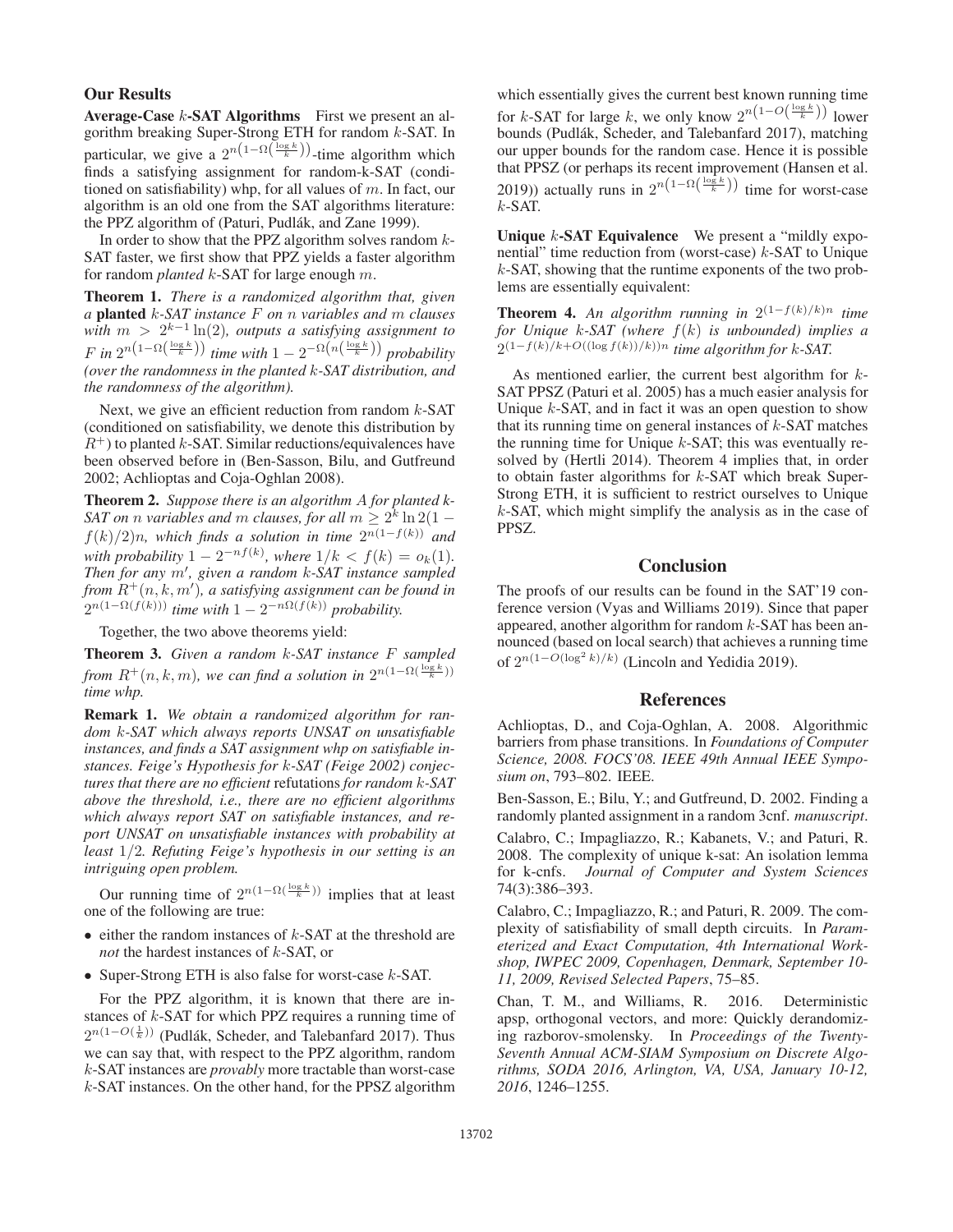## Our Results

**Average-Case $k$-SAT Algorithms** First we present an algorithm breaking Super-Strong ETH for random $k$-SAT. In particular, we give a $2^{n\left(1-\Omega\left(\frac{\log k}{k}\right)\right)}$-time algorithm which finds a satisfying assignment for random-k-SAT (conditioned on satisfiability) whp, for all values of $m$. In fact, our algorithm is an old one from the SAT algorithms literature: the PPZ algorithm of (Paturi, Pudlák, and Zane 1999).

In order to show that the PPZ algorithm solves random $k$-SAT faster, we first show that PPZ yields a faster algorithm for random *planted* $k$-SAT for large enough $m$.

**Theorem 1.** *There is a randomized algorithm that, given a* **planted** *$k$-SAT instance $F$ on $n$ variables and $m$ clauses with $m > 2^{k-1}\ln(2)$, outputs a satisfying assignment to $F$ in $2^{n\left(1-\Omega\left(\frac{\log k}{k}\right)\right)}$ time with $1 - 2^{-\Omega\left(n\left(\frac{\log k}{k}\right)\right)}$ probability (over the randomness in the planted $k$-SAT distribution, and the randomness of the algorithm).*

Next, we give an efficient reduction from random $k$-SAT (conditioned on satisfiability, we denote this distribution by $R^+$) to planted $k$-SAT. Similar reductions/equivalences have been observed before in (Ben-Sasson, Bilu, and Gutfreund 2002; Achlioptas and Coja-Oghlan 2008).

**Theorem 2.** *Suppose there is an algorithm $A$ for planted k-SAT on $n$ variables and $m$ clauses, for all $m \geq 2^k \ln 2(1 - f(k)/2)n$, which finds a solution in time $2^{n(1-f(k))}$ and with probability $1 - 2^{-nf(k)}$, where $1/k < f(k) = o_k(1)$. Then for any $m'$, given a random $k$-SAT instance sampled from $R^+(n, k, m')$, a satisfying assignment can be found in $2^{n(1-\Omega(f(k)))}$ time with $1 - 2^{-n\Omega(f(k))}$ probability.*

Together, the two above theorems yield:

**Theorem 3.** *Given a random $k$-SAT instance $F$ sampled from $R^+(n, k, m)$, we can find a solution in $2^{n(1-\Omega(\frac{\log k}{k}))}$ time whp.*

**Remark 1.** *We obtain a randomized algorithm for random $k$-SAT which always reports UNSAT on unsatisfiable instances, and finds a SAT assignment whp on satisfiable instances. Feige's Hypothesis for $k$-SAT (Feige 2002) conjectures that there are no efficient* refutations *for random $k$-SAT above the threshold, i.e., there are no efficient algorithms which always report SAT on satisfiable instances, and report UNSAT on unsatisfiable instances with probability at least $1/2$. Refuting Feige's hypothesis in our setting is an intriguing open problem.*

Our running time of $2^{n(1-\Omega(\frac{\log k}{k}))}$ implies that at least one of the following are true:

- either the random instances of $k$-SAT at the threshold are *not* the hardest instances of $k$-SAT, or
- Super-Strong ETH is also false for worst-case $k$-SAT.

For the PPZ algorithm, it is known that there are instances of $k$-SAT for which PPZ requires a running time of $2^{n(1-O(\frac{1}{k}))}$ (Pudlák, Scheder, and Talebanfard 2017). Thus we can say that, with respect to the PPZ algorithm, random $k$-SAT instances are *provably* more tractable than worst-case $k$-SAT instances. On the other hand, for the PPSZ algorithm which essentially gives the current best known running time for $k$-SAT for large $k$, we only know $2^{n\left(1-O\left(\frac{\log k}{k}\right)\right)}$ lower bounds (Pudlák, Scheder, and Talebanfard 2017), matching our upper bounds for the random case. Hence it is possible that PPSZ (or perhaps its recent improvement (Hansen et al. 2019)) actually runs in $2^{n\left(1-\Omega\left(\frac{\log k}{k}\right)\right)}$ time for worst-case $k$-SAT.

**Unique $k$-SAT Equivalence** We present a "mildly exponential" time reduction from (worst-case) $k$-SAT to Unique $k$-SAT, showing that the runtime exponents of the two problems are essentially equivalent:

**Theorem 4.** *An algorithm running in $2^{(1-f(k)/k)n}$ time for Unique $k$-SAT (where $f(k)$ is unbounded) implies a $2^{(1-f(k)/k+O((\log f(k))/k))n}$ time algorithm for $k$-SAT.*

As mentioned earlier, the current best algorithm for $k$-SAT PPSZ (Paturi et al. 2005) has a much easier analysis for Unique $k$-SAT, and in fact it was an open question to show that its running time on general instances of $k$-SAT matches the running time for Unique $k$-SAT; this was eventually resolved by (Hertli 2014). Theorem 4 implies that, in order to obtain faster algorithms for $k$-SAT which break Super-Strong ETH, it is sufficient to restrict ourselves to Unique $k$-SAT, which might simplify the analysis as in the case of PPSZ.

## Conclusion

The proofs of our results can be found in the SAT'19 conference version (Vyas and Williams 2019). Since that paper appeared, another algorithm for random $k$-SAT has been announced (based on local search) that achieves a running time of $2^{n(1-O(\log^2 k)/k)}$ (Lincoln and Yedidia 2019).

## References

Achlioptas, D., and Coja-Oghlan, A. 2008. Algorithmic barriers from phase transitions. In *Foundations of Computer Science, 2008. FOCS'08. IEEE 49th Annual IEEE Symposium on*, 793–802. IEEE.

Ben-Sasson, E.; Bilu, Y.; and Gutfreund, D. 2002. Finding a randomly planted assignment in a random 3cnf. *manuscript*.

Calabro, C.; Impagliazzo, R.; Kabanets, V.; and Paturi, R. 2008. The complexity of unique k-sat: An isolation lemma for k-cnfs. *Journal of Computer and System Sciences* 74(3):386–393.

Calabro, C.; Impagliazzo, R.; and Paturi, R. 2009. The complexity of satisfiability of small depth circuits. In *Parameterized and Exact Computation, 4th International Workshop, IWPEC 2009, Copenhagen, Denmark, September 10-11, 2009, Revised Selected Papers*, 75–85.

Chan, T. M., and Williams, R. 2016. Deterministic apsp, orthogonal vectors, and more: Quickly derandomizing razborov-smolensky. In *Proceedings of the Twenty-Seventh Annual ACM-SIAM Symposium on Discrete Algorithms, SODA 2016, Arlington, VA, USA, January 10-12, 2016*, 1246–1255.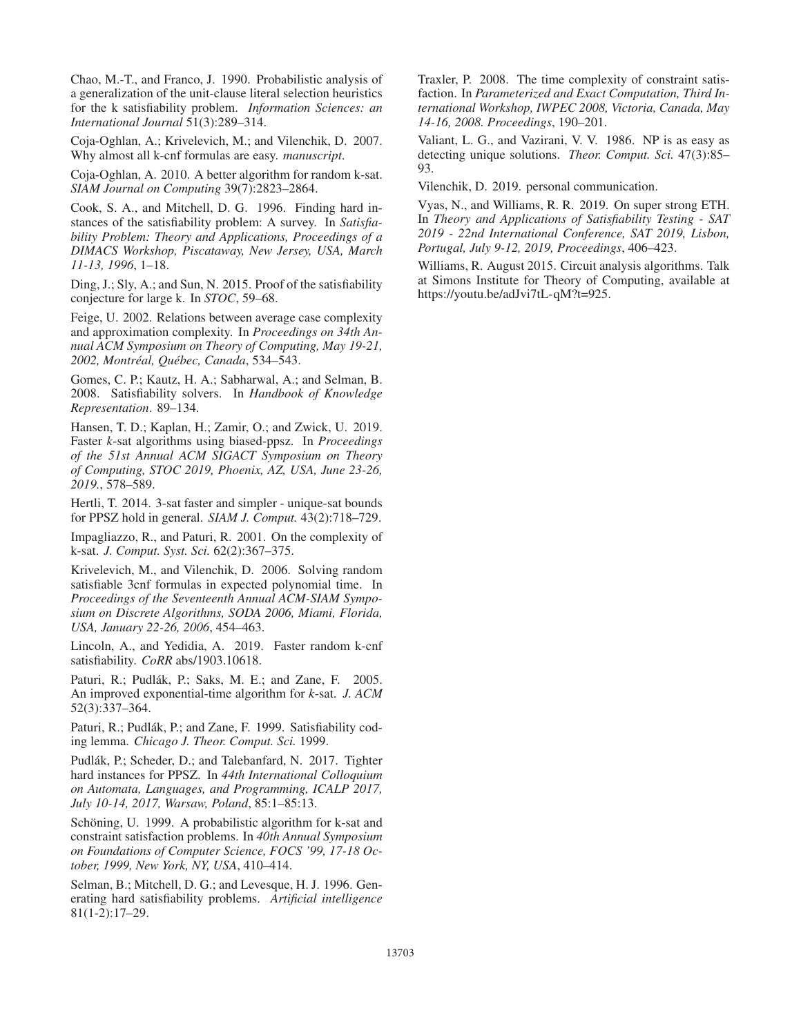Chao, M.-T., and Franco, J. 1990. Probabilistic analysis of a generalization of the unit-clause literal selection heuristics for the k satisfiability problem. *Information Sciences: an International Journal* 51(3):289–314.

Coja-Oghlan, A.; Krivelevich, M.; and Vilenchik, D. 2007. Why almost all k-cnf formulas are easy. *manuscript*.

Coja-Oghlan, A. 2010. A better algorithm for random k-sat. *SIAM Journal on Computing* 39(7):2823–2864.

Cook, S. A., and Mitchell, D. G. 1996. Finding hard instances of the satisfiability problem: A survey. In *Satisfiability Problem: Theory and Applications, Proceedings of a DIMACS Workshop, Piscataway, New Jersey, USA, March 11-13, 1996*, 1–18.

Ding, J.; Sly, A.; and Sun, N. 2015. Proof of the satisfiability conjecture for large k. In *STOC*, 59–68.

Feige, U. 2002. Relations between average case complexity and approximation complexity. In *Proceedings on 34th Annual ACM Symposium on Theory of Computing, May 19-21, 2002, Montréal, Québec, Canada*, 534–543.

Gomes, C. P.; Kautz, H. A.; Sabharwal, A.; and Selman, B. 2008. Satisfiability solvers. In *Handbook of Knowledge Representation*. 89–134.

Hansen, T. D.; Kaplan, H.; Zamir, O.; and Zwick, U. 2019. Faster *k*-sat algorithms using biased-ppsz. In *Proceedings of the 51st Annual ACM SIGACT Symposium on Theory of Computing, STOC 2019, Phoenix, AZ, USA, June 23-26, 2019.*, 578–589.

Hertli, T. 2014. 3-sat faster and simpler - unique-sat bounds for PPSZ hold in general. *SIAM J. Comput.* 43(2):718–729.

Impagliazzo, R., and Paturi, R. 2001. On the complexity of k-sat. *J. Comput. Syst. Sci.* 62(2):367–375.

Krivelevich, M., and Vilenchik, D. 2006. Solving random satisfiable 3cnf formulas in expected polynomial time. In *Proceedings of the Seventeenth Annual ACM-SIAM Symposium on Discrete Algorithms, SODA 2006, Miami, Florida, USA, January 22-26, 2006*, 454–463.

Lincoln, A., and Yedidia, A. 2019. Faster random k-cnf satisfiability. *CoRR* abs/1903.10618.

Paturi, R.; Pudlák, P.; Saks, M. E.; and Zane, F. 2005. An improved exponential-time algorithm for *k*-sat. *J. ACM* 52(3):337–364.

Paturi, R.; Pudlák, P.; and Zane, F. 1999. Satisfiability coding lemma. *Chicago J. Theor. Comput. Sci.* 1999.

Pudlák, P.; Scheder, D.; and Talebanfard, N. 2017. Tighter hard instances for PPSZ. In *44th International Colloquium on Automata, Languages, and Programming, ICALP 2017, July 10-14, 2017, Warsaw, Poland*, 85:1–85:13.

Schöning, U. 1999. A probabilistic algorithm for k-sat and constraint satisfaction problems. In *40th Annual Symposium on Foundations of Computer Science, FOCS '99, 17-18 October, 1999, New York, NY, USA*, 410–414.

Selman, B.; Mitchell, D. G.; and Levesque, H. J. 1996. Generating hard satisfiability problems. *Artificial intelligence* 81(1-2):17–29.

Traxler, P. 2008. The time complexity of constraint satisfaction. In *Parameterized and Exact Computation, Third International Workshop, IWPEC 2008, Victoria, Canada, May 14-16, 2008. Proceedings*, 190–201.

Valiant, L. G., and Vazirani, V. V. 1986. NP is as easy as detecting unique solutions. *Theor. Comput. Sci.* 47(3):85–93.

Vilenchik, D. 2019. personal communication.

Vyas, N., and Williams, R. R. 2019. On super strong ETH. In *Theory and Applications of Satisfiability Testing - SAT 2019 - 22nd International Conference, SAT 2019, Lisbon, Portugal, July 9-12, 2019, Proceedings*, 406–423.

Williams, R. August 2015. Circuit analysis algorithms. Talk at Simons Institute for Theory of Computing, available at https://youtu.be/adJvi7tL-qM?t=925.